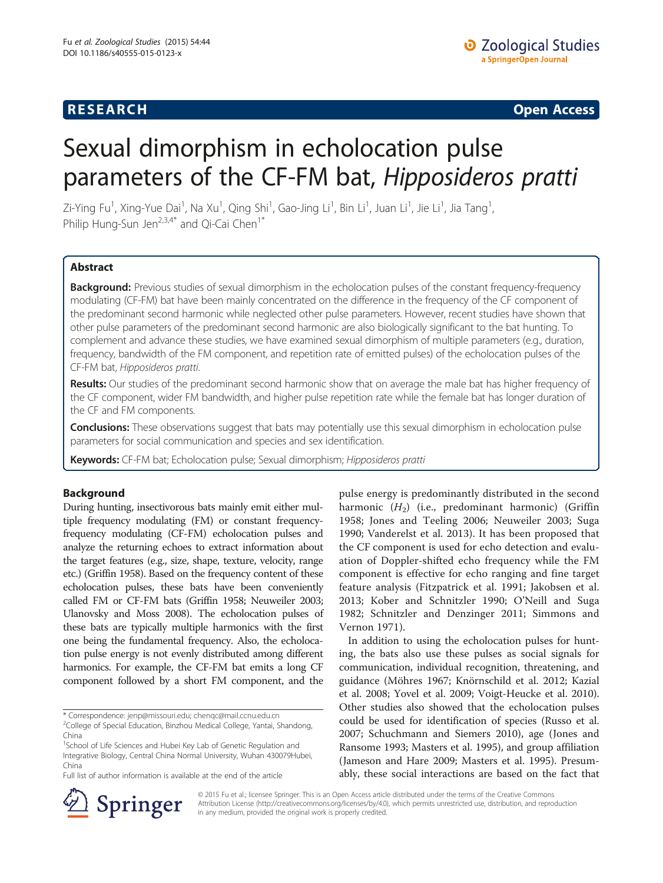**RESEARCH** **Open Access**

# Sexual dimorphism in echolocation pulse parameters of the CF-FM bat, *Hipposideros pratti*

Zi-Ying Fu[1], Xing-Yue Dai[1], Na Xu[1], Qing Shi[1], Gao-Jing Li[1], Bin Li[1], Juan Li[1], Jie Li[1], Jia Tang[1], Philip Hung-Sun Jen[2,3,4*] and Qi-Cai Chen[1*]

## Abstract

**Background:** Previous studies of sexual dimorphism in the echolocation pulses of the constant frequency-frequency modulating (CF-FM) bat have been mainly concentrated on the difference in the frequency of the CF component of the predominant second harmonic while neglected other pulse parameters. However, recent studies have shown that other pulse parameters of the predominant second harmonic are also biologically significant to the bat hunting. To complement and advance these studies, we have examined sexual dimorphism of multiple parameters (e.g., duration, frequency, bandwidth of the FM component, and repetition rate of emitted pulses) of the echolocation pulses of the CF-FM bat, *Hipposideros pratti*.

**Results:** Our studies of the predominant second harmonic show that on average the male bat has higher frequency of the CF component, wider FM bandwidth, and higher pulse repetition rate while the female bat has longer duration of the CF and FM components.

**Conclusions:** These observations suggest that bats may potentially use this sexual dimorphism in echolocation pulse parameters for social communication and species and sex identification.

**Keywords:** CF-FM bat; Echolocation pulse; Sexual dimorphism; *Hipposideros pratti*

## Background

During hunting, insectivorous bats mainly emit either multiple frequency modulating (FM) or constant frequency-frequency modulating (CF-FM) echolocation pulses and analyze the returning echoes to extract information about the target features (e.g., size, shape, texture, velocity, range etc.) (Griffin 1958). Based on the frequency content of these echolocation pulses, these bats have been conveniently called FM or CF-FM bats (Griffin 1958; Neuweiler 2003; Ulanovsky and Moss 2008). The echolocation pulses of these bats are typically multiple harmonics with the first one being the fundamental frequency. Also, the echolocation pulse energy is not evenly distributed among different harmonics. For example, the CF-FM bat emits a long CF component followed by a short FM component, and the pulse energy is predominantly distributed in the second harmonic ($H_2$) (i.e., predominant harmonic) (Griffin 1958; Jones and Teeling 2006; Neuweiler 2003; Suga 1990; Vanderelst et al. 2013). It has been proposed that the CF component is used for echo detection and evaluation of Doppler-shifted echo frequency while the FM component is effective for echo ranging and fine target feature analysis (Fitzpatrick et al. 1991; Jakobsen et al. 2013; Kober and Schnitzler 1990; O'Neill and Suga 1982; Schnitzler and Denzinger 2011; Simmons and Vernon 1971).

In addition to using the echolocation pulses for hunting, the bats also use these pulses as social signals for communication, individual recognition, threatening, and guidance (Möhres 1967; Knörnschild et al. 2012; Kazial et al. 2008; Yovel et al. 2009; Voigt-Heucke et al. 2010). Other studies also showed that the echolocation pulses could be used for identification of species (Russo et al. 2007; Schuchmann and Siemers 2010), age (Jones and Ransome 1993; Masters et al. 1995), and group affiliation (Jameson and Hare 2009; Masters et al. 1995). Presumably, these social interactions are based on the fact that

\* Correspondence: jenp@missouri.edu; chenqc@mail.ccnu.edu.cn
[2]College of Special Education, Binzhou Medical College, Yantai, Shandong, China
[1]School of Life Sciences and Hubei Key Lab of Genetic Regulation and Integrative Biology, Central China Normal University, Wuhan 430079Hubei, China
Full list of author information is available at the end of the article

© 2015 Fu et al.; licensee Springer. This is an Open Access article distributed under the terms of the Creative Commons Attribution License (http://creativecommons.org/licenses/by/4.0), which permits unrestricted use, distribution, and reproduction in any medium, provided the original work is properly credited.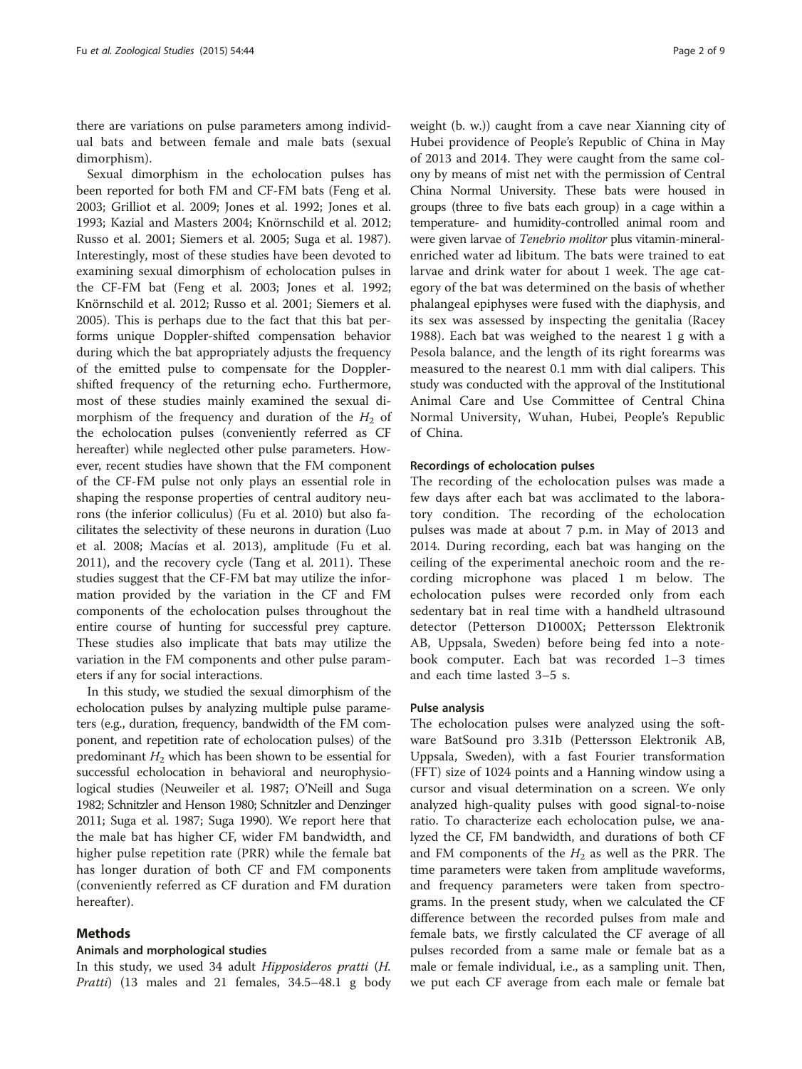there are variations on pulse parameters among individual bats and between female and male bats (sexual dimorphism).

Sexual dimorphism in the echolocation pulses has been reported for both FM and CF-FM bats (Feng et al. 2003; Grilliot et al. 2009; Jones et al. 1992; Jones et al. 1993; Kazial and Masters 2004; Knörnschild et al. 2012; Russo et al. 2001; Siemers et al. 2005; Suga et al. 1987). Interestingly, most of these studies have been devoted to examining sexual dimorphism of echolocation pulses in the CF-FM bat (Feng et al. 2003; Jones et al. 1992; Knörnschild et al. 2012; Russo et al. 2001; Siemers et al. 2005). This is perhaps due to the fact that this bat performs unique Doppler-shifted compensation behavior during which the bat appropriately adjusts the frequency of the emitted pulse to compensate for the Doppler-shifted frequency of the returning echo. Furthermore, most of these studies mainly examined the sexual dimorphism of the frequency and duration of the $H_2$ of the echolocation pulses (conveniently referred as CF hereafter) while neglected other pulse parameters. However, recent studies have shown that the FM component of the CF-FM pulse not only plays an essential role in shaping the response properties of central auditory neurons (the inferior colliculus) (Fu et al. 2010) but also facilitates the selectivity of these neurons in duration (Luo et al. 2008; Macías et al. 2013), amplitude (Fu et al. 2011), and the recovery cycle (Tang et al. 2011). These studies suggest that the CF-FM bat may utilize the information provided by the variation in the CF and FM components of the echolocation pulses throughout the entire course of hunting for successful prey capture. These studies also implicate that bats may utilize the variation in the FM components and other pulse parameters if any for social interactions.

In this study, we studied the sexual dimorphism of the echolocation pulses by analyzing multiple pulse parameters (e.g., duration, frequency, bandwidth of the FM component, and repetition rate of echolocation pulses) of the predominant $H_2$ which has been shown to be essential for successful echolocation in behavioral and neurophysiological studies (Neuweiler et al. 1987; O'Neill and Suga 1982; Schnitzler and Henson 1980; Schnitzler and Denzinger 2011; Suga et al. 1987; Suga 1990). We report here that the male bat has higher CF, wider FM bandwidth, and higher pulse repetition rate (PRR) while the female bat has longer duration of both CF and FM components (conveniently referred as CF duration and FM duration hereafter).

## Methods

### Animals and morphological studies

In this study, we used 34 adult *Hipposideros pratti* (*H. Pratti*) (13 males and 21 females, 34.5–48.1 g body weight (b. w.)) caught from a cave near Xianning city of Hubei providence of People's Republic of China in May of 2013 and 2014. They were caught from the same colony by means of mist net with the permission of Central China Normal University. These bats were housed in groups (three to five bats each group) in a cage within a temperature- and humidity-controlled animal room and were given larvae of *Tenebrio molitor* plus vitamin-mineral-enriched water ad libitum. The bats were trained to eat larvae and drink water for about 1 week. The age category of the bat was determined on the basis of whether phalangeal epiphyses were fused with the diaphysis, and its sex was assessed by inspecting the genitalia (Racey 1988). Each bat was weighed to the nearest 1 g with a Pesola balance, and the length of its right forearms was measured to the nearest 0.1 mm with dial calipers. This study was conducted with the approval of the Institutional Animal Care and Use Committee of Central China Normal University, Wuhan, Hubei, People's Republic of China.

### Recordings of echolocation pulses

The recording of the echolocation pulses was made a few days after each bat was acclimated to the laboratory condition. The recording of the echolocation pulses was made at about 7 p.m. in May of 2013 and 2014. During recording, each bat was hanging on the ceiling of the experimental anechoic room and the recording microphone was placed 1 m below. The echolocation pulses were recorded only from each sedentary bat in real time with a handheld ultrasound detector (Petterson D1000X; Pettersson Elektronik AB, Uppsala, Sweden) before being fed into a notebook computer. Each bat was recorded 1–3 times and each time lasted 3–5 s.

### Pulse analysis

The echolocation pulses were analyzed using the software BatSound pro 3.31b (Pettersson Elektronik AB, Uppsala, Sweden), with a fast Fourier transformation (FFT) size of 1024 points and a Hanning window using a cursor and visual determination on a screen. We only analyzed high-quality pulses with good signal-to-noise ratio. To characterize each echolocation pulse, we analyzed the CF, FM bandwidth, and durations of both CF and FM components of the $H_2$ as well as the PRR. The time parameters were taken from amplitude waveforms, and frequency parameters were taken from spectrograms. In the present study, when we calculated the CF difference between the recorded pulses from male and female bats, we firstly calculated the CF average of all pulses recorded from a same male or female bat as a male or female individual, i.e., as a sampling unit. Then, we put each CF average from each male or female bat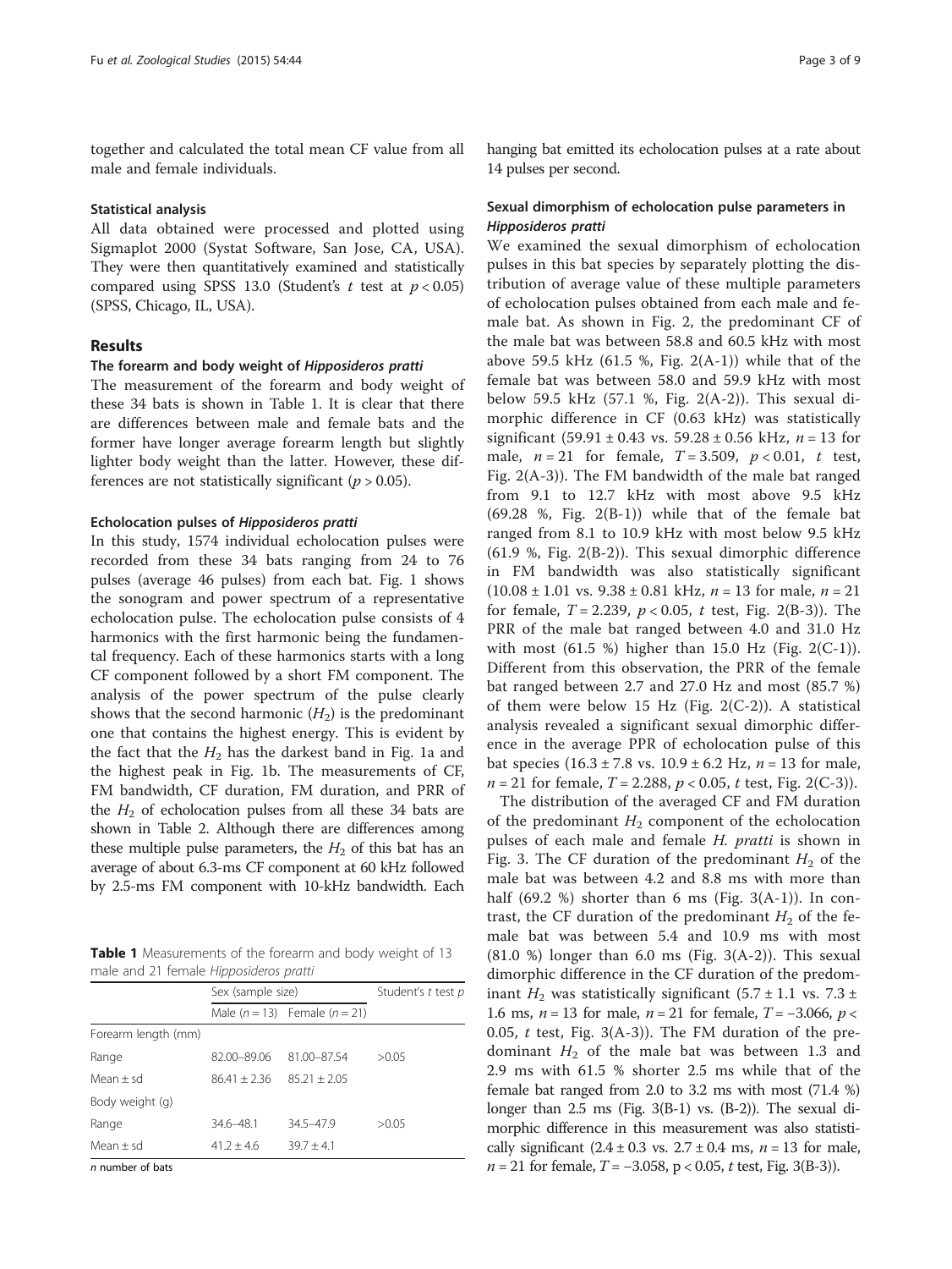together and calculated the total mean CF value from all male and female individuals.

### Statistical analysis

All data obtained were processed and plotted using Sigmaplot 2000 (Systat Software, San Jose, CA, USA). They were then quantitatively examined and statistically compared using SPSS 13.0 (Student's *t* test at $p < 0.05$) (SPSS, Chicago, IL, USA).

## Results

### The forearm and body weight of *Hipposideros pratti*

The measurement of the forearm and body weight of these 34 bats is shown in Table 1. It is clear that there are differences between male and female bats and the former have longer average forearm length but slightly lighter body weight than the latter. However, these differences are not statistically significant ($p > 0.05$).

### Echolocation pulses of *Hipposideros pratti*

In this study, 1574 individual echolocation pulses were recorded from these 34 bats ranging from 24 to 76 pulses (average 46 pulses) from each bat. Fig. 1 shows the sonogram and power spectrum of a representative echolocation pulse. The echolocation pulse consists of 4 harmonics with the first harmonic being the fundamental frequency. Each of these harmonics starts with a long CF component followed by a short FM component. The analysis of the power spectrum of the pulse clearly shows that the second harmonic ($H_2$) is the predominant one that contains the highest energy. This is evident by the fact that the $H_2$ has the darkest band in Fig. 1a and the highest peak in Fig. 1b. The measurements of CF, FM bandwidth, CF duration, FM duration, and PRR of the $H_2$ of echolocation pulses from all these 34 bats are shown in Table 2. Although there are differences among these multiple pulse parameters, the $H_2$ of this bat has an average of about 6.3-ms CF component at 60 kHz followed by 2.5-ms FM component with 10-kHz bandwidth. Each hanging bat emitted its echolocation pulses at a rate about 14 pulses per second.

**Table 1** Measurements of the forearm and body weight of 13 male and 21 female *Hipposideros pratti*

| | Sex (sample size) | | Student's *t* test *p* |
|---|---|---|---|
| | Male ($n = 13$) | Female ($n = 21$) | |
| Forearm length (mm) | | | |
| Range | 82.00–89.06 | 81.00–87.54 | >0.05 |
| Mean ± sd | 86.41 ± 2.36 | 85.21 ± 2.05 | |
| Body weight (g) | | | |
| Range | 34.6–48.1 | 34.5–47.9 | >0.05 |
| Mean ± sd | 41.2 ± 4.6 | 39.7 ± 4.1 | |

*n* number of bats

### Sexual dimorphism of echolocation pulse parameters in *Hipposideros pratti*

We examined the sexual dimorphism of echolocation pulses in this bat species by separately plotting the distribution of average value of these multiple parameters of echolocation pulses obtained from each male and female bat. As shown in Fig. 2, the predominant CF of the male bat was between 58.8 and 60.5 kHz with most above 59.5 kHz (61.5 %, Fig. 2(A-1)) while that of the female bat was between 58.0 and 59.9 kHz with most below 59.5 kHz (57.1 %, Fig. 2(A-2)). This sexual dimorphic difference in CF (0.63 kHz) was statistically significant (59.91 ± 0.43 vs. 59.28 ± 0.56 kHz, $n = 13$ for male, $n = 21$ for female, $T = 3.509$, $p < 0.01$, *t* test, Fig. 2(A-3)). The FM bandwidth of the male bat ranged from 9.1 to 12.7 kHz with most above 9.5 kHz (69.28 %, Fig. 2(B-1)) while that of the female bat ranged from 8.1 to 10.9 kHz with most below 9.5 kHz (61.9 %, Fig. 2(B-2)). This sexual dimorphic difference in FM bandwidth was also statistically significant (10.08 ± 1.01 vs. 9.38 ± 0.81 kHz, $n = 13$ for male, $n = 21$ for female, $T = 2.239$, $p < 0.05$, *t* test, Fig. 2(B-3)). The PRR of the male bat ranged between 4.0 and 31.0 Hz with most (61.5 %) higher than 15.0 Hz (Fig. 2(C-1)). Different from this observation, the PRR of the female bat ranged between 2.7 and 27.0 Hz and most (85.7 %) of them were below 15 Hz (Fig. 2(C-2)). A statistical analysis revealed a significant sexual dimorphic difference in the average PPR of echolocation pulse of this bat species (16.3 ± 7.8 vs. 10.9 ± 6.2 Hz, $n = 13$ for male, $n = 21$ for female, $T = 2.288$, $p < 0.05$, *t* test, Fig. 2(C-3)).

The distribution of the averaged CF and FM duration of the predominant $H_2$ component of the echolocation pulses of each male and female *H. pratti* is shown in Fig. 3. The CF duration of the predominant $H_2$ of the male bat was between 4.2 and 8.8 ms with more than half (69.2 %) shorter than 6 ms (Fig. 3(A-1)). In contrast, the CF duration of the predominant $H_2$ of the female bat was between 5.4 and 10.9 ms with most (81.0 %) longer than 6.0 ms (Fig. 3(A-2)). This sexual dimorphic difference in the CF duration of the predominant $H_2$ was statistically significant (5.7 ± 1.1 vs. 7.3 ± 1.6 ms, $n = 13$ for male, $n = 21$ for female, $T = -3.066$, $p < 0.05$, *t* test, Fig. 3(A-3)). The FM duration of the predominant $H_2$ of the male bat was between 1.3 and 2.9 ms with 61.5 % shorter 2.5 ms while that of the female bat ranged from 2.0 to 3.2 ms with most (71.4 %) longer than 2.5 ms (Fig. 3(B-1) vs. (B-2)). The sexual dimorphic difference in this measurement was also statistically significant (2.4 ± 0.3 vs. 2.7 ± 0.4 ms, $n = 13$ for male, $n = 21$ for female, $T = -3.058$, $p < 0.05$, *t* test, Fig. 3(B-3)).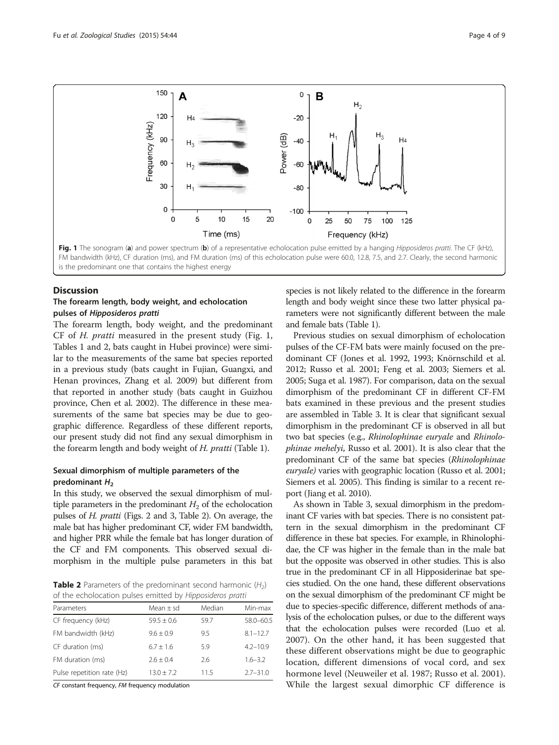Fig. 1 The sonogram (a) and power spectrum (b) of a representative echolocation pulse emitted by a hanging *Hipposideros pratti*. The CF (kHz), FM bandwidth (kHz), CF duration (ms), and FM duration (ms) of this echolocation pulse were 60.0, 12.8, 7.5, and 2.7. Clearly, the second harmonic is the predominant one that contains the highest energy

## Discussion

### The forearm length, body weight, and echolocation pulses of *Hipposideros pratti*

The forearm length, body weight, and the predominant CF of *H. pratti* measured in the present study (Fig. 1, Tables 1 and 2, bats caught in Hubei province) were similar to the measurements of the same bat species reported in a previous study (bats caught in Fujian, Guangxi, and Henan provinces, Zhang et al. 2009) but different from that reported in another study (bats caught in Guizhou province, Chen et al. 2002). The difference in these measurements of the same bat species may be due to geographic difference. Regardless of these different reports, our present study did not find any sexual dimorphism in the forearm length and body weight of *H. pratti* (Table 1).

### Sexual dimorphism of multiple parameters of the predominant $H_2$

In this study, we observed the sexual dimorphism of multiple parameters in the predominant $H_2$ of the echolocation pulses of *H. pratti* (Figs. 2 and 3, Table 2). On average, the male bat has higher predominant CF, wider FM bandwidth, and higher PRR while the female bat has longer duration of the CF and FM components. This observed sexual dimorphism in the multiple pulse parameters in this bat species is not likely related to the difference in the forearm length and body weight since these two latter physical parameters were not significantly different between the male and female bats (Table 1).

**Table 2** Parameters of the predominant second harmonic ($H_2$) of the echolocation pulses emitted by *Hipposideros pratti*

| Parameters | Mean ± sd | Median | Min-max |
|---|---|---|---|
| CF frequency (kHz) | 59.5 ± 0.6 | 59.7 | 58.0–60.5 |
| FM bandwidth (kHz) | 9.6 ± 0.9 | 9.5 | 8.1–12.7 |
| CF duration (ms) | 6.7 ± 1.6 | 5.9 | 4.2–10.9 |
| FM duration (ms) | 2.6 ± 0.4 | 2.6 | 1.6–3.2 |
| Pulse repetition rate (Hz) | 13.0 ± 7.2 | 11.5 | 2.7–31.0 |

*CF* constant frequency, *FM* frequency modulation

Previous studies on sexual dimorphism of echolocation pulses of the CF-FM bats were mainly focused on the predominant CF (Jones et al. 1992, 1993; Knörnschild et al. 2012; Russo et al. 2001; Feng et al. 2003; Siemers et al. 2005; Suga et al. 1987). For comparison, data on the sexual dimorphism of the predominant CF in different CF-FM bats examined in these previous and the present studies are assembled in Table 3. It is clear that significant sexual dimorphism in the predominant CF is observed in all but two bat species (e.g., *Rhinolophinae euryale* and *Rhinolophinae mehelyi*, Russo et al. 2001). It is also clear that the predominant CF of the same bat species (*Rhinolophinae euryale)* varies with geographic location (Russo et al. 2001; Siemers et al. 2005). This finding is similar to a recent report (Jiang et al. 2010).

As shown in Table 3, sexual dimorphism in the predominant CF varies with bat species. There is no consistent pattern in the sexual dimorphism in the predominant CF difference in these bat species. For example, in Rhinolophidae, the CF was higher in the female than in the male bat but the opposite was observed in other studies. This is also true in the predominant CF in all Hipposiderinae bat species studied. On the one hand, these different observations on the sexual dimorphism of the predominant CF might be due to species-specific difference, different methods of analysis of the echolocation pulses, or due to the different ways that the echolocation pulses were recorded (Luo et al. 2007). On the other hand, it has been suggested that these different observations might be due to geographic location, different dimensions of vocal cord, and sex hormone level (Neuweiler et al. 1987; Russo et al. 2001). While the largest sexual dimorphic CF difference is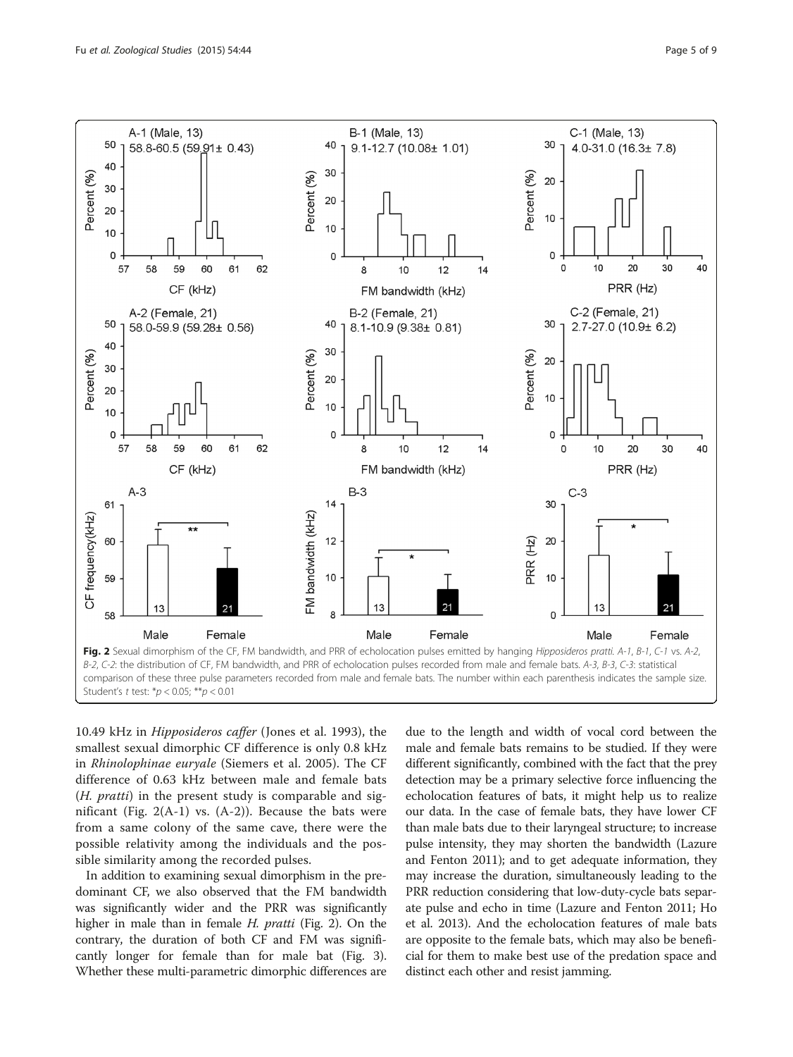Fig. 2 Sexual dimorphism of the CF, FM bandwidth, and PRR of echolocation pulses emitted by hanging *Hipposideros pratti*. *A-1*, *B-1*, *C-1* vs. *A-2*, *B-2*, *C-2*: the distribution of CF, FM bandwidth, and PRR of echolocation pulses recorded from male and female bats. *A-3*, *B-3*, *C-3*: statistical comparison of these three pulse parameters recorded from male and female bats. The number within each parenthesis indicates the sample size. Student's *t* test: $^{*}p < 0.05$; $^{**}p < 0.01$

10.49 kHz in *Hipposideros caffer* (Jones et al. 1993), the smallest sexual dimorphic CF difference is only 0.8 kHz in *Rhinolophinae euryale* (Siemers et al. 2005). The CF difference of 0.63 kHz between male and female bats (*H. pratti*) in the present study is comparable and significant (Fig. 2(A-1) vs. (A-2)). Because the bats were from a same colony of the same cave, there were the possible relativity among the individuals and the possible similarity among the recorded pulses.

In addition to examining sexual dimorphism in the predominant CF, we also observed that the FM bandwidth was significantly wider and the PRR was significantly higher in male than in female *H. pratti* (Fig. 2). On the contrary, the duration of both CF and FM was significantly longer for female than for male bat (Fig. 3). Whether these multi-parametric dimorphic differences are due to the length and width of vocal cord between the male and female bats remains to be studied. If they were different significantly, combined with the fact that the prey detection may be a primary selective force influencing the echolocation features of bats, it might help us to realize our data. In the case of female bats, they have lower CF than male bats due to their laryngeal structure; to increase pulse intensity, they may shorten the bandwidth (Lazure and Fenton 2011); and to get adequate information, they may increase the duration, simultaneously leading to the PRR reduction considering that low-duty-cycle bats separate pulse and echo in time (Lazure and Fenton 2011; Ho et al. 2013). And the echolocation features of male bats are opposite to the female bats, which may also be beneficial for them to make best use of the predation space and distinct each other and resist jamming.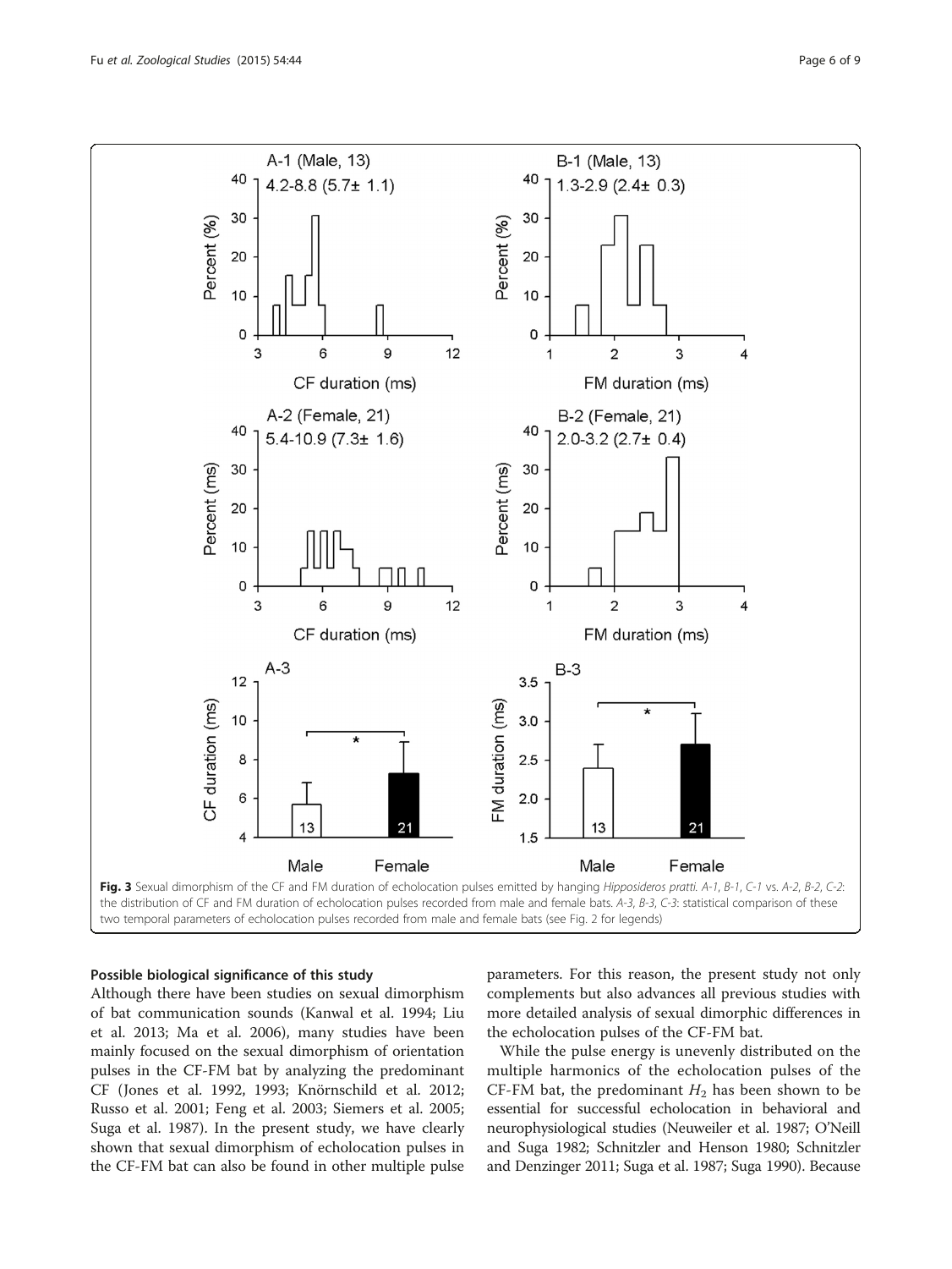Fig. 3 Sexual dimorphism of the CF and FM duration of echolocation pulses emitted by hanging *Hipposideros pratti*. *A-1*, *B-1*, *C-1* vs. *A-2*, *B-2*, *C-2*: the distribution of CF and FM duration of echolocation pulses recorded from male and female bats. *A-3*, *B-3*, *C-3*: statistical comparison of these two temporal parameters of echolocation pulses recorded from male and female bats (see Fig. 2 for legends)

#### Possible biological significance of this study

Although there have been studies on sexual dimorphism of bat communication sounds (Kanwal et al. 1994; Liu et al. 2013; Ma et al. 2006), many studies have been mainly focused on the sexual dimorphism of orientation pulses in the CF-FM bat by analyzing the predominant CF (Jones et al. 1992, 1993; Knörnschild et al. 2012; Russo et al. 2001; Feng et al. 2003; Siemers et al. 2005; Suga et al. 1987). In the present study, we have clearly shown that sexual dimorphism of echolocation pulses in the CF-FM bat can also be found in other multiple pulse parameters. For this reason, the present study not only complements but also advances all previous studies with more detailed analysis of sexual dimorphic differences in the echolocation pulses of the CF-FM bat.

While the pulse energy is unevenly distributed on the multiple harmonics of the echolocation pulses of the CF-FM bat, the predominant $H_2$ has been shown to be essential for successful echolocation in behavioral and neurophysiological studies (Neuweiler et al. 1987; O'Neill and Suga 1982; Schnitzler and Henson 1980; Schnitzler and Denzinger 2011; Suga et al. 1987; Suga 1990). Because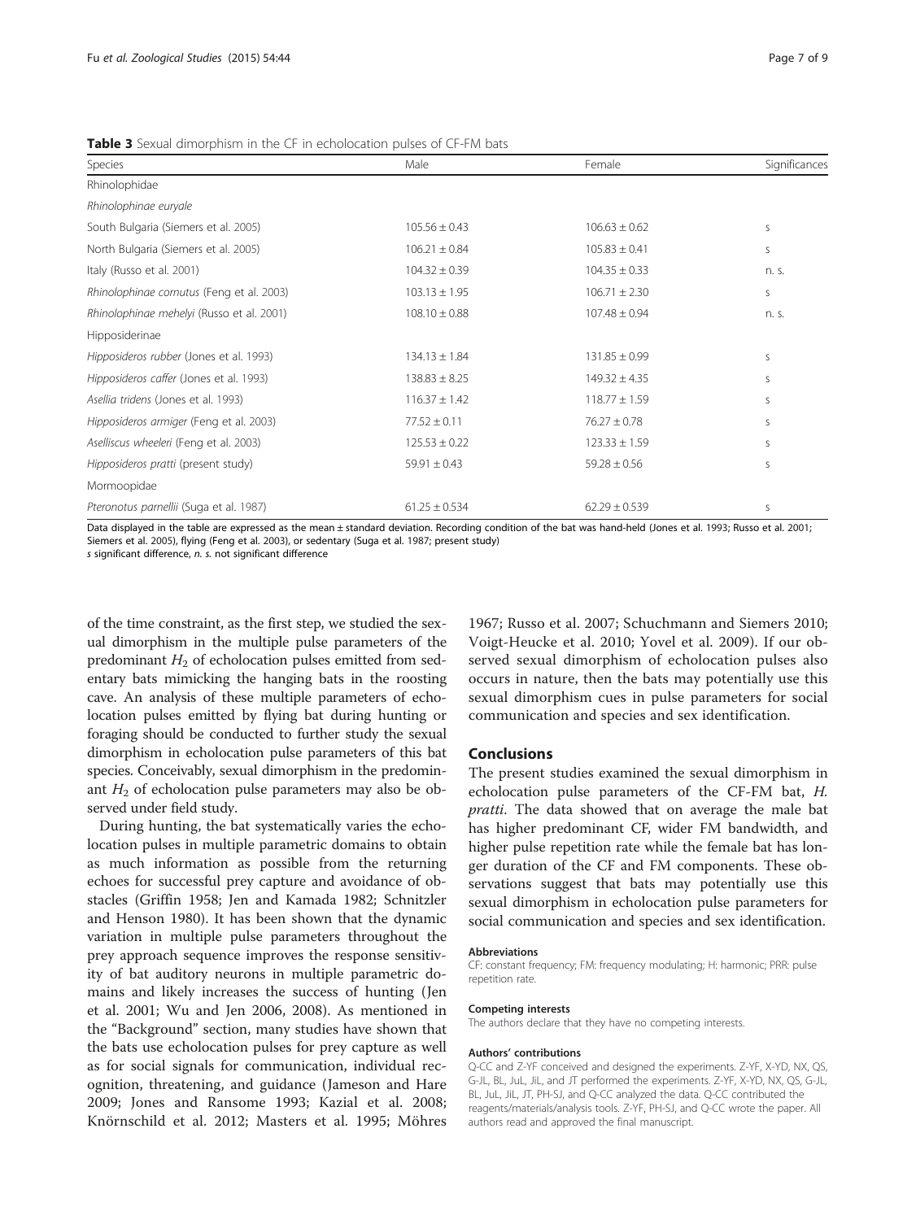**Table 3** Sexual dimorphism in the CF in echolocation pulses of CF-FM bats

| Species | Male | Female | Significances |
|---|---|---|---|
| Rhinolophidae | | | |
| *Rhinolophinae euryale* | | | |
| South Bulgaria (Siemers et al. 2005) | 105.56 ± 0.43 | 106.63 ± 0.62 | s |
| North Bulgaria (Siemers et al. 2005) | 106.21 ± 0.84 | 105.83 ± 0.41 | s |
| Italy (Russo et al. 2001) | 104.32 ± 0.39 | 104.35 ± 0.33 | n. s. |
| *Rhinolophinae cornutus* (Feng et al. 2003) | 103.13 ± 1.95 | 106.71 ± 2.30 | s |
| *Rhinolophinae mehelyi* (Russo et al. 2001) | 108.10 ± 0.88 | 107.48 ± 0.94 | n. s. |
| Hipposiderinae | | | |
| *Hipposideros rubber* (Jones et al. 1993) | 134.13 ± 1.84 | 131.85 ± 0.99 | s |
| *Hipposideros caffer* (Jones et al. 1993) | 138.83 ± 8.25 | 149.32 ± 4.35 | s |
| *Asellia tridens* (Jones et al. 1993) | 116.37 ± 1.42 | 118.77 ± 1.59 | s |
| *Hipposideros armiger* (Feng et al. 2003) | 77.52 ± 0.11 | 76.27 ± 0.78 | s |
| *Aselliscus wheeleri* (Feng et al. 2003) | 125.53 ± 0.22 | 123.33 ± 1.59 | s |
| *Hipposideros pratti* (present study) | 59.91 ± 0.43 | 59.28 ± 0.56 | s |
| Mormoopidae | | | |
| *Pteronotus parnellii* (Suga et al. 1987) | 61.25 ± 0.534 | 62.29 ± 0.539 | s |

Data displayed in the table are expressed as the mean ± standard deviation. Recording condition of the bat was hand-held (Jones et al. 1993; Russo et al. 2001; Siemers et al. 2005), flying (Feng et al. 2003), or sedentary (Suga et al. 1987; present study)
*s* significant difference, *n. s.* not significant difference

of the time constraint, as the first step, we studied the sexual dimorphism in the multiple pulse parameters of the predominant $H_2$ of echolocation pulses emitted from sedentary bats mimicking the hanging bats in the roosting cave. An analysis of these multiple parameters of echolocation pulses emitted by flying bat during hunting or foraging should be conducted to further study the sexual dimorphism in echolocation pulse parameters of this bat species. Conceivably, sexual dimorphism in the predominant $H_2$ of echolocation pulse parameters may also be observed under field study.

During hunting, the bat systematically varies the echolocation pulses in multiple parametric domains to obtain as much information as possible from the returning echoes for successful prey capture and avoidance of obstacles (Griffin 1958; Jen and Kamada 1982; Schnitzler and Henson 1980). It has been shown that the dynamic variation in multiple pulse parameters throughout the prey approach sequence improves the response sensitivity of bat auditory neurons in multiple parametric domains and likely increases the success of hunting (Jen et al. 2001; Wu and Jen 2006, 2008). As mentioned in the "Background" section, many studies have shown that the bats use echolocation pulses for prey capture as well as for social signals for communication, individual recognition, threatening, and guidance (Jameson and Hare 2009; Jones and Ransome 1993; Kazial et al. 2008; Knörnschild et al. 2012; Masters et al. 1995; Möhres 1967; Russo et al. 2007; Schuchmann and Siemers 2010; Voigt-Heucke et al. 2010; Yovel et al. 2009). If our observed sexual dimorphism of echolocation pulses also occurs in nature, then the bats may potentially use this sexual dimorphism cues in pulse parameters for social communication and species and sex identification.

## Conclusions

The present studies examined the sexual dimorphism in echolocation pulse parameters of the CF-FM bat, *H. pratti*. The data showed that on average the male bat has higher predominant CF, wider FM bandwidth, and higher pulse repetition rate while the female bat has longer duration of the CF and FM components. These observations suggest that bats may potentially use this sexual dimorphism in echolocation pulse parameters for social communication and species and sex identification.

#### Abbreviations

CF: constant frequency; FM: frequency modulating; H: harmonic; PRR: pulse repetition rate.

#### Competing interests

The authors declare that they have no competing interests.

#### Authors' contributions

Q-CC and Z-YF conceived and designed the experiments. Z-YF, X-YD, NX, QS, G-JL, BL, JuL, JiL, and JT performed the experiments. Z-YF, X-YD, NX, QS, G-JL, BL, JuL, JiL, JT, PH-SJ, and Q-CC analyzed the data. Q-CC contributed the reagents/materials/analysis tools. Z-YF, PH-SJ, and Q-CC wrote the paper. All authors read and approved the final manuscript.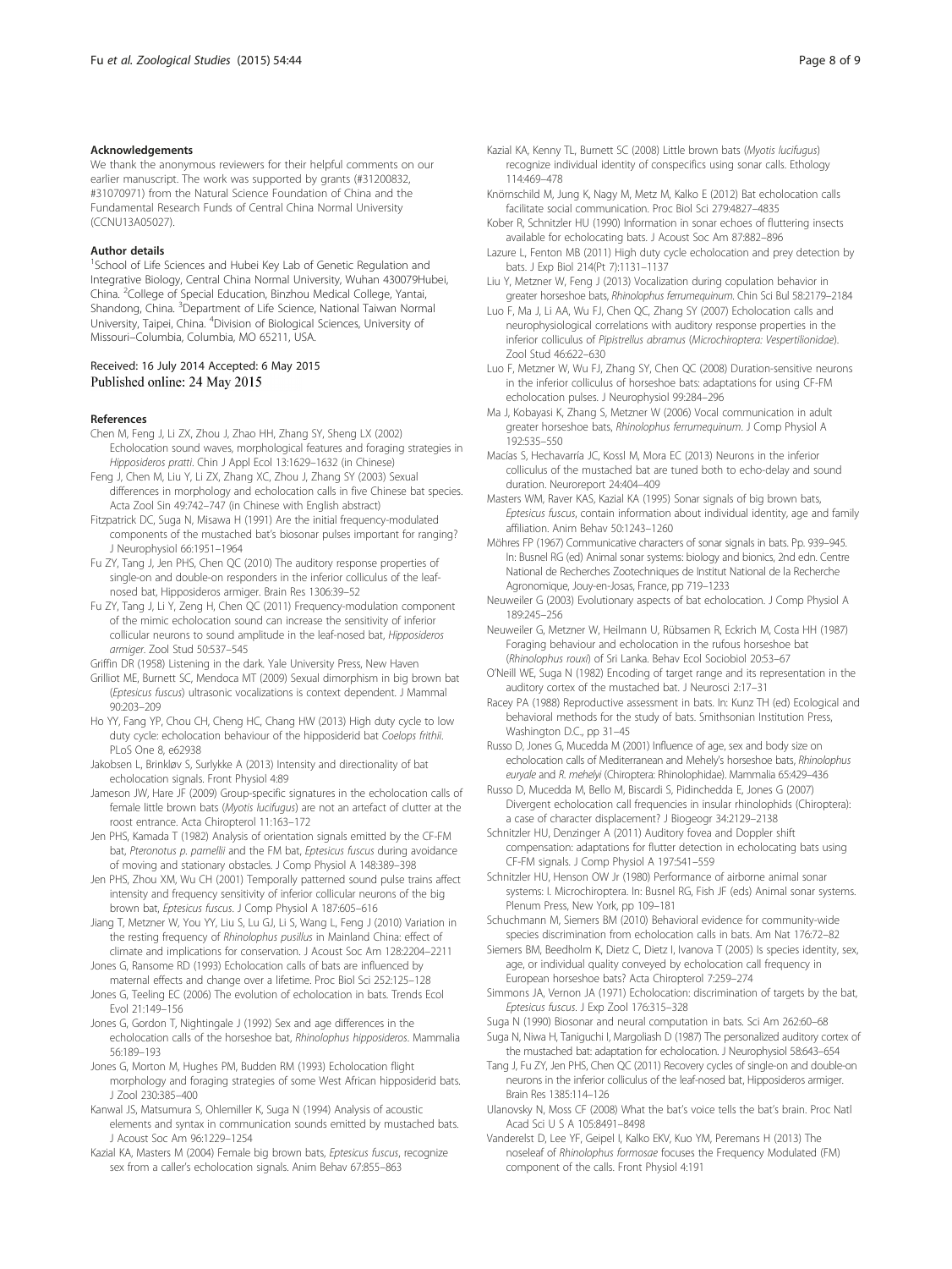## Acknowledgements

We thank the anonymous reviewers for their helpful comments on our earlier manuscript. The work was supported by grants (#31200832, #31070971) from the Natural Science Foundation of China and the Fundamental Research Funds of Central China Normal University (CCNU13A05027).

## Author details

[1]School of Life Sciences and Hubei Key Lab of Genetic Regulation and Integrative Biology, Central China Normal University, Wuhan 430079Hubei, China. [2]College of Special Education, Binzhou Medical College, Yantai, Shandong, China. [3]Department of Life Science, National Taiwan Normal University, Taipei, China. [4]Division of Biological Sciences, University of Missouri–Columbia, Columbia, MO 65211, USA.

Received: 16 July 2014 Accepted: 6 May 2015
Published online: 24 May 2015

## References

- Chen M, Feng J, Li ZX, Zhou J, Zhao HH, Zhang SY, Sheng LX (2002) Echolocation sound waves, morphological features and foraging strategies in *Hipposideros pratti*. Chin J Appl Ecol 13:1629–1632 (in Chinese)
- Feng J, Chen M, Liu Y, Li ZX, Zhang XC, Zhou J, Zhang SY (2003) Sexual differences in morphology and echolocation calls in five Chinese bat species. Acta Zool Sin 49:742–747 (in Chinese with English abstract)
- Fitzpatrick DC, Suga N, Misawa H (1991) Are the initial frequency-modulated components of the mustached bat's biosonar pulses important for ranging? J Neurophysiol 66:1951–1964
- Fu ZY, Tang J, Jen PHS, Chen QC (2010) The auditory response properties of single-on and double-on responders in the inferior colliculus of the leaf-nosed bat, Hipposideros armiger. Brain Res 1306:39–52
- Fu ZY, Tang J, Li Y, Zeng H, Chen QC (2011) Frequency-modulation component of the mimic echolocation sound can increase the sensitivity of inferior collicular neurons to sound amplitude in the leaf-nosed bat, *Hipposideros armiger*. Zool Stud 50:537–545
- Griffin DR (1958) Listening in the dark. Yale University Press, New Haven
- Grilliot ME, Burnett SC, Mendoca MT (2009) Sexual dimorphism in big brown bat (*Eptesicus fuscus*) ultrasonic vocalizations is context dependent. J Mammal 90:203–209
- Ho YY, Fang YP, Chou CH, Cheng HC, Chang HW (2013) High duty cycle to low duty cycle: echolocation behaviour of the hipposiderid bat *Coelops frithii*. PLoS One 8, e62938
- Jakobsen L, Brinkløv S, Surlykke A (2013) Intensity and directionality of bat echolocation signals. Front Physiol 4:89
- Jameson JW, Hare JF (2009) Group-specific signatures in the echolocation calls of female little brown bats (*Myotis lucifugus*) are not an artefact of clutter at the roost entrance. Acta Chiropterol 11:163–172
- Jen PHS, Kamada T (1982) Analysis of orientation signals emitted by the CF-FM bat, *Pteronotus p. parnellii* and the FM bat, *Eptesicus fuscus* during avoidance of moving and stationary obstacles. J Comp Physiol A 148:389–398
- Jen PHS, Zhou XM, Wu CH (2001) Temporally patterned sound pulse trains affect intensity and frequency sensitivity of inferior collicular neurons of the big brown bat, *Eptesicus fuscus*. J Comp Physiol A 187:605–616
- Jiang T, Metzner W, You YY, Liu S, Lu GJ, Li S, Wang L, Feng J (2010) Variation in the resting frequency of *Rhinolophus pusillus* in Mainland China: effect of climate and implications for conservation. J Acoust Soc Am 128:2204–2211
- Jones G, Ransome RD (1993) Echolocation calls of bats are influenced by maternal effects and change over a lifetime. Proc Biol Sci 252:125–128
- Jones G, Teeling EC (2006) The evolution of echolocation in bats. Trends Ecol Evol 21:149–156
- Jones G, Gordon T, Nightingale J (1992) Sex and age differences in the echolocation calls of the horseshoe bat, *Rhinolophus hipposideros*. Mammalia 56:189–193
- Jones G, Morton M, Hughes PM, Budden RM (1993) Echolocation flight morphology and foraging strategies of some West African hipposiderid bats. J Zool 230:385–400
- Kanwal JS, Matsumura S, Ohlemiller K, Suga N (1994) Analysis of acoustic elements and syntax in communication sounds emitted by mustached bats. J Acoust Soc Am 96:1229–1254
- Kazial KA, Masters M (2004) Female big brown bats, *Eptesicus fuscus*, recognize sex from a caller's echolocation signals. Anim Behav 67:855–863
- Kazial KA, Kenny TL, Burnett SC (2008) Little brown bats (*Myotis lucifugus*) recognize individual identity of conspecifics using sonar calls. Ethology 114:469–478
- Knörnschild M, Jung K, Nagy M, Metz M, Kalko E (2012) Bat echolocation calls facilitate social communication. Proc Biol Sci 279:4827–4835
- Kober R, Schnitzler HU (1990) Information in sonar echoes of fluttering insects available for echolocating bats. J Acoust Soc Am 87:882–896
- Lazure L, Fenton MB (2011) High duty cycle echolocation and prey detection by bats. J Exp Biol 214(Pt 7):1131–1137
- Liu Y, Metzner W, Feng J (2013) Vocalization during copulation behavior in greater horseshoe bats, *Rhinolophus ferrumequinum*. Chin Sci Bul 58:2179–2184
- Luo F, Ma J, Li AA, Wu FJ, Chen QC, Zhang SY (2007) Echolocation calls and neurophysiological correlations with auditory response properties in the inferior colliculus of *Pipistrellus abramus* (*Microchiroptera: Vespertilionidae*). Zool Stud 46:622–630
- Luo F, Metzner W, Wu FJ, Zhang SY, Chen QC (2008) Duration-sensitive neurons in the inferior colliculus of horseshoe bats: adaptations for using CF-FM echolocation pulses. J Neurophysiol 99:284–296
- Ma J, Kobayasi K, Zhang S, Metzner W (2006) Vocal communication in adult greater horseshoe bats, *Rhinolophus ferrumequinum*. J Comp Physiol A 192:535–550
- Macías S, Hechavarría JC, Kossl M, Mora EC (2013) Neurons in the inferior colliculus of the mustached bat are tuned both to echo-delay and sound duration. Neuroreport 24:404–409
- Masters WM, Raver KAS, Kazial KA (1995) Sonar signals of big brown bats, *Eptesicus fuscus*, contain information about individual identity, age and family affiliation. Anim Behav 50:1243–1260
- Möhres FP (1967) Communicative characters of sonar signals in bats. Pp. 939–945. In: Busnel RG (ed) Animal sonar systems: biology and bionics, 2nd edn. Centre National de Recherches Zootechniques de Institut National de la Recherche Agronomique, Jouy-en-Josas, France, pp 719–1233
- Neuweiler G (2003) Evolutionary aspects of bat echolocation. J Comp Physiol A 189:245–256
- Neuweiler G, Metzner W, Heilmann U, Rübsamen R, Eckrich M, Costa HH (1987) Foraging behaviour and echolocation in the rufous horseshoe bat (*Rhinolophus rouxi*) of Sri Lanka. Behav Ecol Sociobiol 20:53–67
- O'Neill WE, Suga N (1982) Encoding of target range and its representation in the auditory cortex of the mustached bat. J Neurosci 2:17–31
- Racey PA (1988) Reproductive assessment in bats. In: Kunz TH (ed) Ecological and behavioral methods for the study of bats. Smithsonian Institution Press, Washington D.C., pp 31–45
- Russo D, Jones G, Mucedda M (2001) Influence of age, sex and body size on echolocation calls of Mediterranean and Mehely's horseshoe bats, *Rhinolophus euryale* and *R. mehelyi* (Chiroptera: Rhinolophidae). Mammalia 65:429–436
- Russo D, Mucedda M, Bello M, Biscardi S, Pidinchedda E, Jones G (2007) Divergent echolocation call frequencies in insular rhinolophids (Chiroptera): a case of character displacement? J Biogeogr 34:2129–2138
- Schnitzler HU, Denzinger A (2011) Auditory fovea and Doppler shift compensation: adaptations for flutter detection in echolocating bats using CF-FM signals. J Comp Physiol A 197:541–559
- Schnitzler HU, Henson OW Jr (1980) Performance of airborne animal sonar systems: I. Microchiroptera. In: Busnel RG, Fish JF (eds) Animal sonar systems. Plenum Press, New York, pp 109–181
- Schuchmann M, Siemers BM (2010) Behavioral evidence for community-wide species discrimination from echolocation calls in bats. Am Nat 176:72–82
- Siemers BM, Beedholm K, Dietz C, Dietz I, Ivanova T (2005) Is species identity, sex, age, or individual quality conveyed by echolocation call frequency in European horseshoe bats? Acta Chiropterol 7:259–274
- Simmons JA, Vernon JA (1971) Echolocation: discrimination of targets by the bat, *Eptesicus fuscus*. J Exp Zool 176:315–328
- Suga N (1990) Biosonar and neural computation in bats. Sci Am 262:60–68
- Suga N, Niwa H, Taniguchi I, Margoliash D (1987) The personalized auditory cortex of the mustached bat: adaptation for echolocation. J Neurophysiol 58:643–654
- Tang J, Fu ZY, Jen PHS, Chen QC (2011) Recovery cycles of single-on and double-on neurons in the inferior colliculus of the leaf-nosed bat, Hipposideros armiger. Brain Res 1385:114–126
- Ulanovsky N, Moss CF (2008) What the bat's voice tells the bat's brain. Proc Natl Acad Sci U S A 105:8491–8498
- Vanderelst D, Lee YF, Geipel I, Kalko EKV, Kuo YM, Peremans H (2013) The noseleaf of *Rhinolophus formosae* focuses the Frequency Modulated (FM) component of the calls. Front Physiol 4:191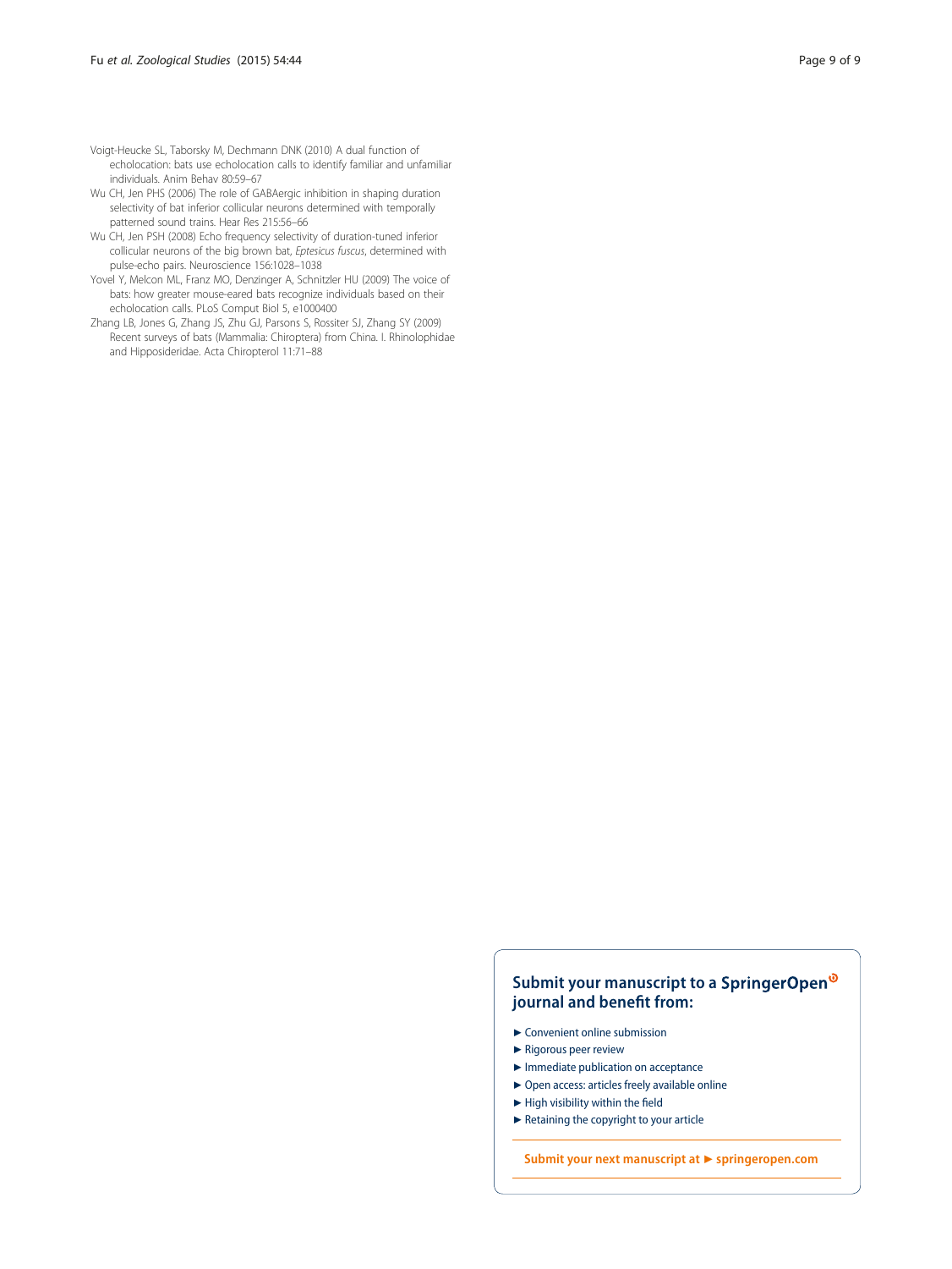Voigt-Heucke SL, Taborsky M, Dechmann DNK (2010) A dual function of echolocation: bats use echolocation calls to identify familiar and unfamiliar individuals. Anim Behav 80:59–67

Wu CH, Jen PHS (2006) The role of GABAergic inhibition in shaping duration selectivity of bat inferior collicular neurons determined with temporally patterned sound trains. Hear Res 215:56–66

Wu CH, Jen PSH (2008) Echo frequency selectivity of duration-tuned inferior collicular neurons of the big brown bat, *Eptesicus fuscus*, determined with pulse-echo pairs. Neuroscience 156:1028–1038

Yovel Y, Melcon ML, Franz MO, Denzinger A, Schnitzler HU (2009) The voice of bats: how greater mouse-eared bats recognize individuals based on their echolocation calls. PLoS Comput Biol 5, e1000400

Zhang LB, Jones G, Zhang JS, Zhu GJ, Parsons S, Rossiter SJ, Zhang SY (2009) Recent surveys of bats (Mammalia: Chiroptera) from China. I. Rhinolophidae and Hipposideridae. Acta Chiropterol 11:71–88

**Submit your manuscript to a SpringerOpen journal and benefit from:**

- ► Convenient online submission
- ► Rigorous peer review
- ► Immediate publication on acceptance
- ► Open access: articles freely available online
- ► High visibility within the field
- ► Retaining the copyright to your article

**Submit your next manuscript at ► springeropen.com**